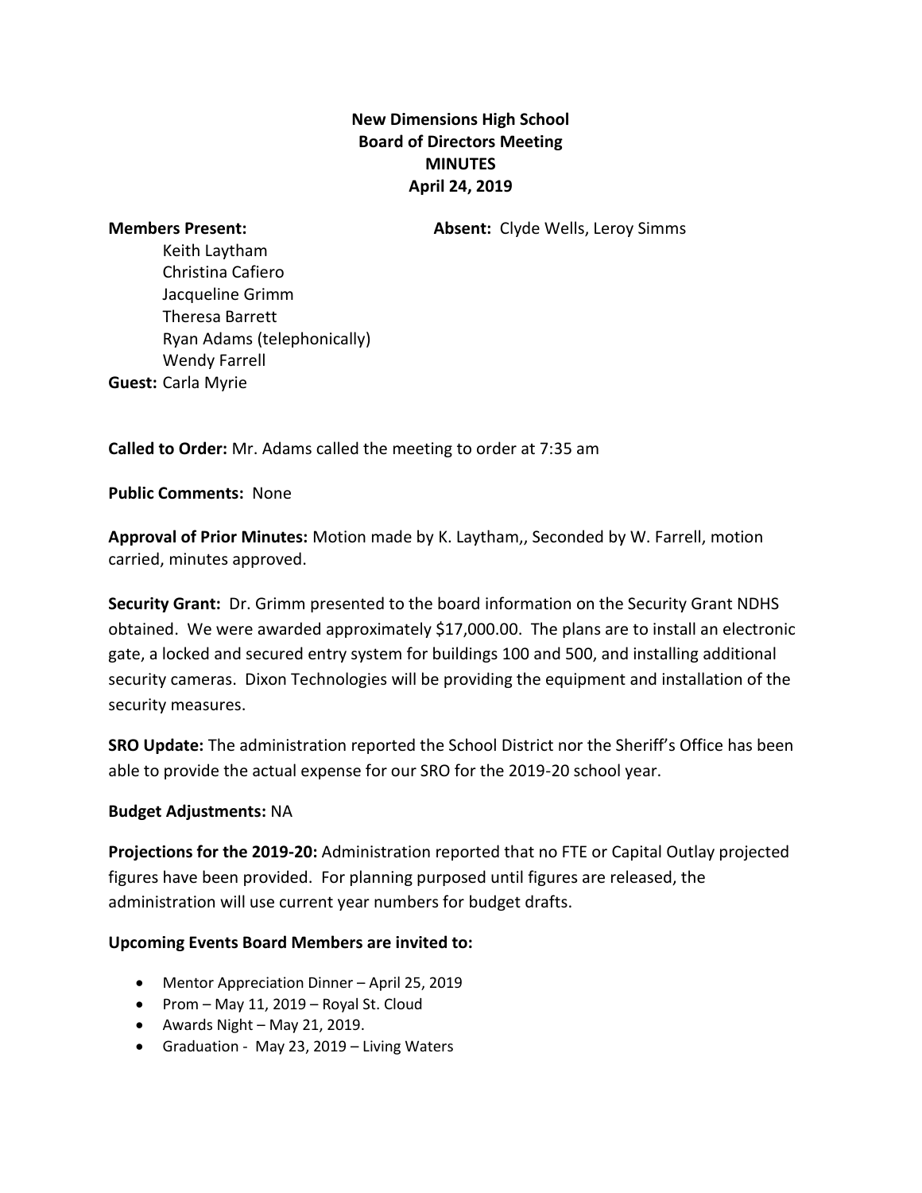# New Dimensions High School
## Board of Directors Meeting
## MINUTES
## April 24, 2019

**Members Present:**

Keith Laytham
Christina Cafiero
Jacqueline Grimm
Theresa Barrett
Ryan Adams (telephonically)
Wendy Farrell

**Absent:** Clyde Wells, Leroy Simms

**Guest:** Carla Myrie

**Called to Order:** Mr. Adams called the meeting to order at 7:35 am

**Public Comments:** None

**Approval of Prior Minutes:** Motion made by K. Laytham,, Seconded by W. Farrell, motion carried, minutes approved.

**Security Grant:** Dr. Grimm presented to the board information on the Security Grant NDHS obtained. We were awarded approximately $17,000.00. The plans are to install an electronic gate, a locked and secured entry system for buildings 100 and 500, and installing additional security cameras. Dixon Technologies will be providing the equipment and installation of the security measures.

**SRO Update:** The administration reported the School District nor the Sheriff's Office has been able to provide the actual expense for our SRO for the 2019-20 school year.

**Budget Adjustments:** NA

**Projections for the 2019-20:** Administration reported that no FTE or Capital Outlay projected figures have been provided. For planning purposed until figures are released, the administration will use current year numbers for budget drafts.

**Upcoming Events Board Members are invited to:**

- Mentor Appreciation Dinner – April 25, 2019
- Prom – May 11, 2019 – Royal St. Cloud
- Awards Night – May 21, 2019.
- Graduation - May 23, 2019 – Living Waters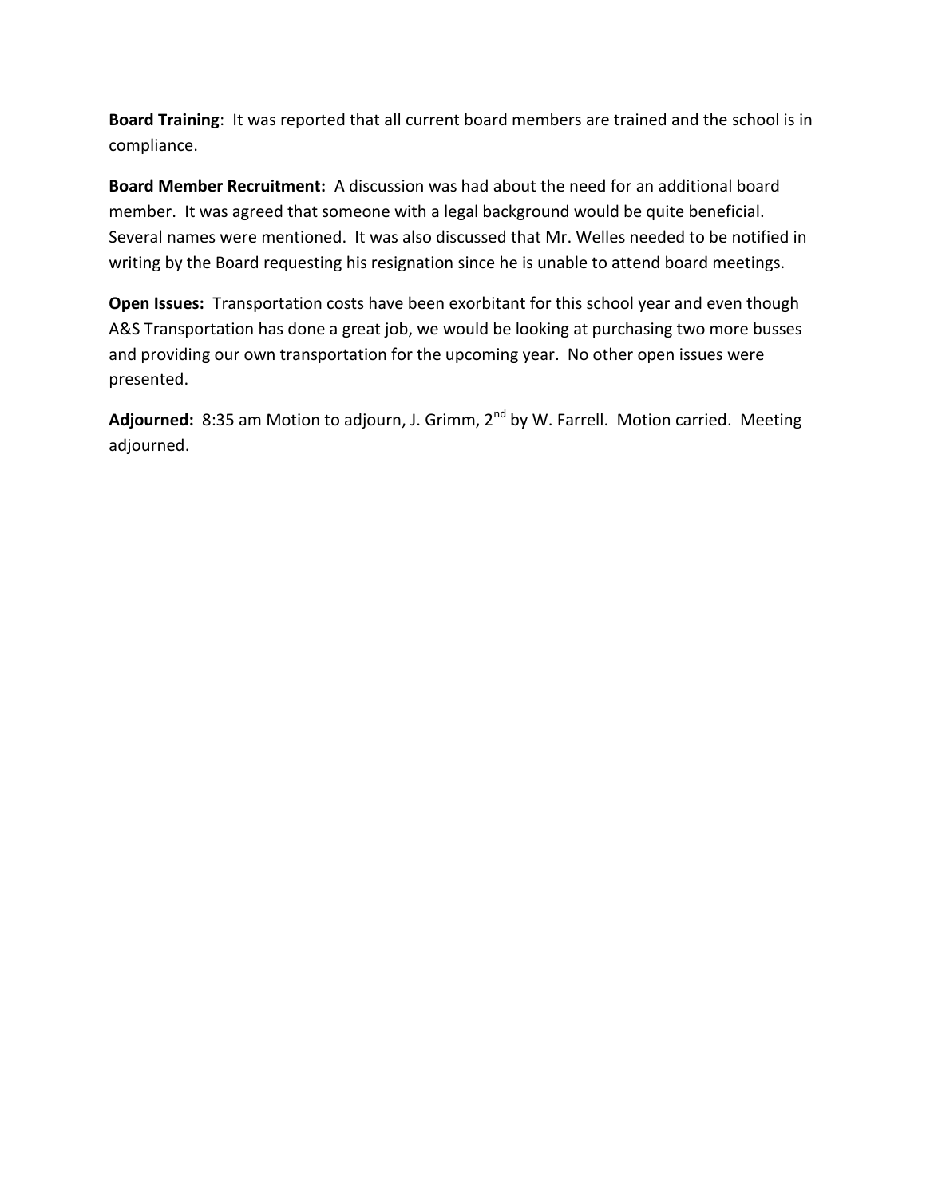**Board Training**: It was reported that all current board members are trained and the school is in compliance.

**Board Member Recruitment:** A discussion was had about the need for an additional board member. It was agreed that someone with a legal background would be quite beneficial. Several names were mentioned. It was also discussed that Mr. Welles needed to be notified in writing by the Board requesting his resignation since he is unable to attend board meetings.

**Open Issues:** Transportation costs have been exorbitant for this school year and even though A&S Transportation has done a great job, we would be looking at purchasing two more busses and providing our own transportation for the upcoming year. No other open issues were presented.

**Adjourned:** 8:35 am Motion to adjourn, J. Grimm, 2nd by W. Farrell. Motion carried. Meeting adjourned.